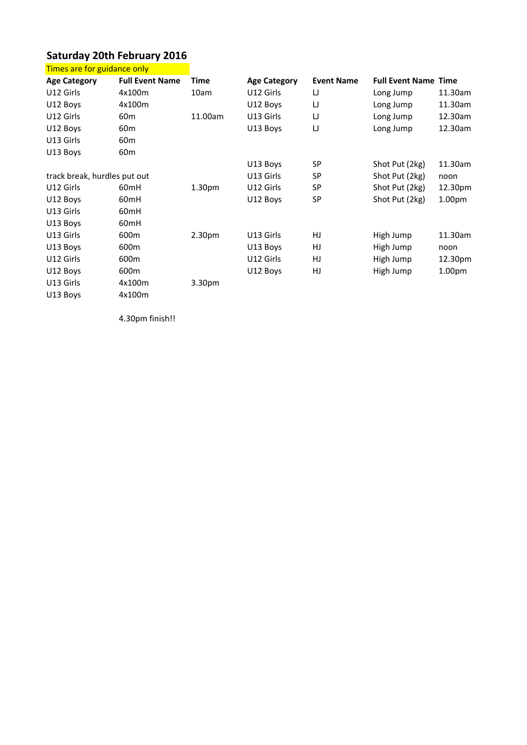## Saturday 20th February 2016

Times are for guidance only

| Age Category | Full Event Name | Time | Age Category | Event Name | Full Event Name | Time |
|---|---|---|---|---|---|---|
| U12 Girls | 4x100m | 10am | U12 Girls | LJ | Long Jump | 11.30am |
| U12 Boys | 4x100m | | U12 Boys | LJ | Long Jump | 11.30am |
| U12 Girls | 60m | 11.00am | U13 Girls | LJ | Long Jump | 12.30am |
| U12 Boys | 60m | | U13 Boys | LJ | Long Jump | 12.30am |
| U13 Girls | 60m | | | | | |
| U13 Boys | 60m | | | | | |
| | | | U13 Boys | SP | Shot Put (2kg) | 11.30am |
| track break, hurdles put out | | | U13 Girls | SP | Shot Put (2kg) | noon |
| U12 Girls | 60mH | 1.30pm | U12 Girls | SP | Shot Put (2kg) | 12.30pm |
| U12 Boys | 60mH | | U12 Boys | SP | Shot Put (2kg) | 1.00pm |
| U13 Girls | 60mH | | | | | |
| U13 Boys | 60mH | | | | | |
| U13 Girls | 600m | 2.30pm | U13 Girls | HJ | High Jump | 11.30am |
| U13 Boys | 600m | | U13 Boys | HJ | High Jump | noon |
| U12 Girls | 600m | | U12 Girls | HJ | High Jump | 12.30pm |
| U12 Boys | 600m | | U12 Boys | HJ | High Jump | 1.00pm |
| U13 Girls | 4x100m | 3.30pm | | | | |
| U13 Boys | 4x100m | | | | | |

4.30pm finish!!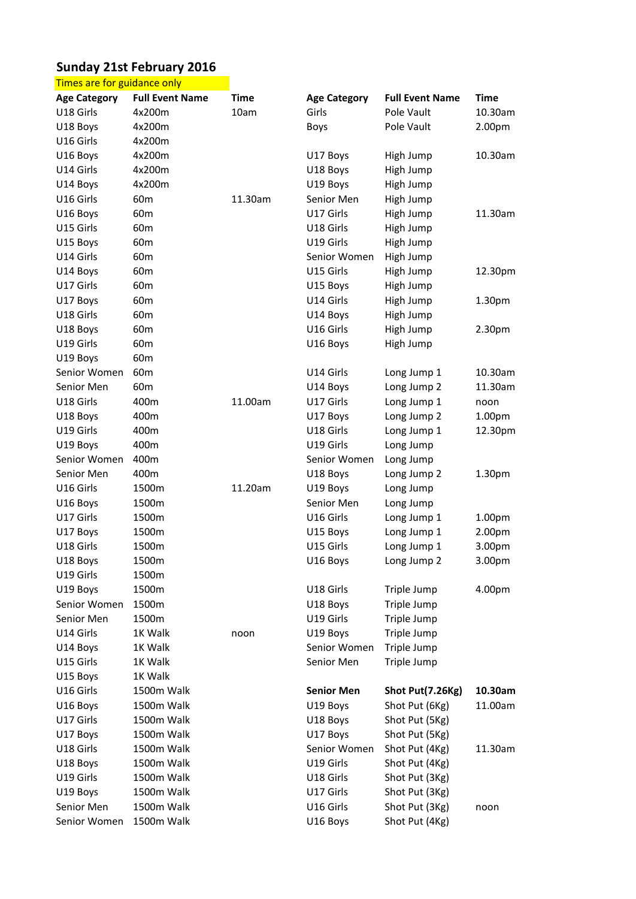## Sunday 21st February 2016

Times are for guidance only

| Age Category | Full Event Name | Time | Age Category | Full Event Name | Time |
|---|---|---|---|---|---|
| U18 Girls | 4x200m | 10am | Girls | Pole Vault | 10.30am |
| U18 Boys | 4x200m | | Boys | Pole Vault | 2.00pm |
| U16 Girls | 4x200m | | | | |
| U16 Boys | 4x200m | | U17 Boys | High Jump | 10.30am |
| U14 Girls | 4x200m | | U18 Boys | High Jump | |
| U14 Boys | 4x200m | | U19 Boys | High Jump | |
| U16 Girls | 60m | 11.30am | Senior Men | High Jump | |
| U16 Boys | 60m | | U17 Girls | High Jump | 11.30am |
| U15 Girls | 60m | | U18 Girls | High Jump | |
| U15 Boys | 60m | | U19 Girls | High Jump | |
| U14 Girls | 60m | | Senior Women | High Jump | |
| U14 Boys | 60m | | U15 Girls | High Jump | 12.30pm |
| U17 Girls | 60m | | U15 Boys | High Jump | |
| U17 Boys | 60m | | U14 Girls | High Jump | 1.30pm |
| U18 Girls | 60m | | U14 Boys | High Jump | |
| U18 Boys | 60m | | U16 Girls | High Jump | 2.30pm |
| U19 Girls | 60m | | U16 Boys | High Jump | |
| U19 Boys | 60m | | | | |
| Senior Women | 60m | | U14 Girls | Long Jump 1 | 10.30am |
| Senior Men | 60m | | U14 Boys | Long Jump 2 | 11.30am |
| U18 Girls | 400m | 11.00am | U17 Girls | Long Jump 1 | noon |
| U18 Boys | 400m | | U17 Boys | Long Jump 2 | 1.00pm |
| U19 Girls | 400m | | U18 Girls | Long Jump 1 | 12.30pm |
| U19 Boys | 400m | | U19 Girls | Long Jump | |
| Senior Women | 400m | | Senior Women | Long Jump | |
| Senior Men | 400m | | U18 Boys | Long Jump 2 | 1.30pm |
| U16 Girls | 1500m | 11.20am | U19 Boys | Long Jump | |
| U16 Boys | 1500m | | Senior Men | Long Jump | |
| U17 Girls | 1500m | | U16 Girls | Long Jump 1 | 1.00pm |
| U17 Boys | 1500m | | U15 Boys | Long Jump 1 | 2.00pm |
| U18 Girls | 1500m | | U15 Girls | Long Jump 1 | 3.00pm |
| U18 Boys | 1500m | | U16 Boys | Long Jump 2 | 3.00pm |
| U19 Girls | 1500m | | | | |
| U19 Boys | 1500m | | U18 Girls | Triple Jump | 4.00pm |
| Senior Women | 1500m | | U18 Boys | Triple Jump | |
| Senior Men | 1500m | | U19 Girls | Triple Jump | |
| U14 Girls | 1K Walk | noon | U19 Boys | Triple Jump | |
| U14 Boys | 1K Walk | | Senior Women | Triple Jump | |
| U15 Girls | 1K Walk | | Senior Men | Triple Jump | |
| U15 Boys | 1K Walk | | | | |
| U16 Girls | 1500m Walk | | **Senior Men** | **Shot Put(7.26Kg)** | **10.30am** |
| U16 Boys | 1500m Walk | | U19 Boys | Shot Put (6Kg) | 11.00am |
| U17 Girls | 1500m Walk | | U18 Boys | Shot Put (5Kg) | |
| U17 Boys | 1500m Walk | | U17 Boys | Shot Put (5Kg) | |
| U18 Girls | 1500m Walk | | Senior Women | Shot Put (4Kg) | 11.30am |
| U18 Boys | 1500m Walk | | U19 Girls | Shot Put (4Kg) | |
| U19 Girls | 1500m Walk | | U18 Girls | Shot Put (3Kg) | |
| U19 Boys | 1500m Walk | | U17 Girls | Shot Put (3Kg) | |
| Senior Men | 1500m Walk | | U16 Girls | Shot Put (3Kg) | noon |
| Senior Women | 1500m Walk | | U16 Boys | Shot Put (4Kg) | |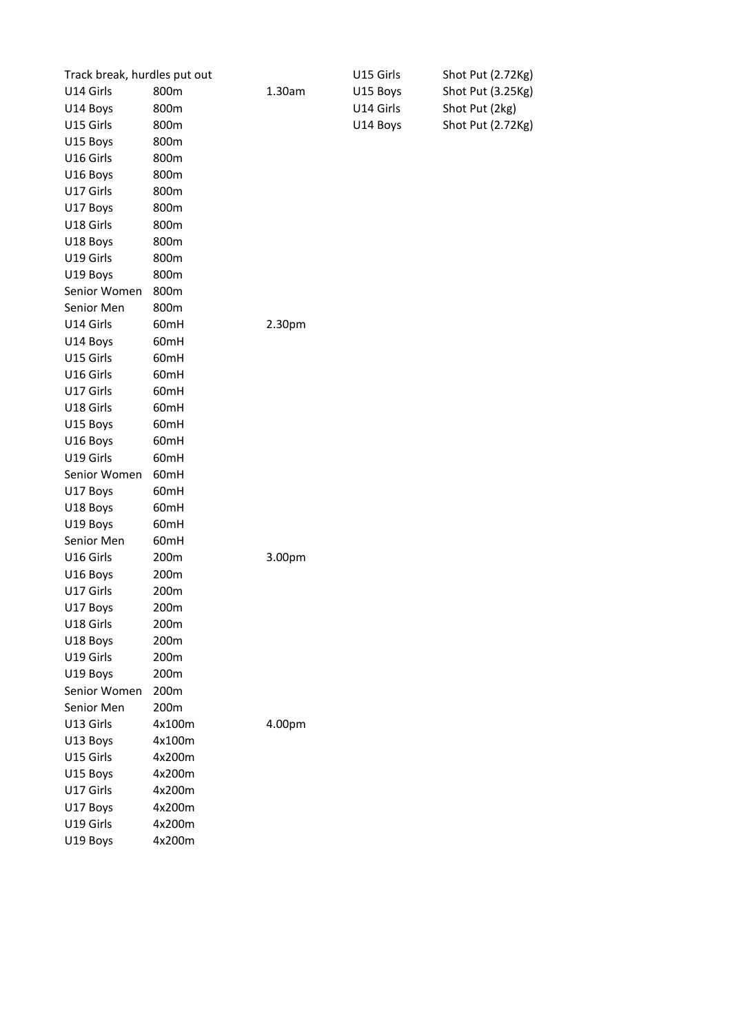| | | | | |
|---|---|---|---|---|
| Track break, hurdles put out | | | U15 Girls | Shot Put (2.72Kg) |
| U14 Girls | 800m | 1.30am | U15 Boys | Shot Put (3.25Kg) |
| U14 Boys | 800m | | U14 Girls | Shot Put (2kg) |
| U15 Girls | 800m | | U14 Boys | Shot Put (2.72Kg) |
| U15 Boys | 800m | | | |
| U16 Girls | 800m | | | |
| U16 Boys | 800m | | | |
| U17 Girls | 800m | | | |
| U17 Boys | 800m | | | |
| U18 Girls | 800m | | | |
| U18 Boys | 800m | | | |
| U19 Girls | 800m | | | |
| U19 Boys | 800m | | | |
| Senior Women | 800m | | | |
| Senior Men | 800m | | | |
| U14 Girls | 60mH | 2.30pm | | |
| U14 Boys | 60mH | | | |
| U15 Girls | 60mH | | | |
| U16 Girls | 60mH | | | |
| U17 Girls | 60mH | | | |
| U18 Girls | 60mH | | | |
| U15 Boys | 60mH | | | |
| U16 Boys | 60mH | | | |
| U19 Girls | 60mH | | | |
| Senior Women | 60mH | | | |
| U17 Boys | 60mH | | | |
| U18 Boys | 60mH | | | |
| U19 Boys | 60mH | | | |
| Senior Men | 60mH | | | |
| U16 Girls | 200m | 3.00pm | | |
| U16 Boys | 200m | | | |
| U17 Girls | 200m | | | |
| U17 Boys | 200m | | | |
| U18 Girls | 200m | | | |
| U18 Boys | 200m | | | |
| U19 Girls | 200m | | | |
| U19 Boys | 200m | | | |
| Senior Women | 200m | | | |
| Senior Men | 200m | | | |
| U13 Girls | 4x100m | 4.00pm | | |
| U13 Boys | 4x100m | | | |
| U15 Girls | 4x200m | | | |
| U15 Boys | 4x200m | | | |
| U17 Girls | 4x200m | | | |
| U17 Boys | 4x200m | | | |
| U19 Girls | 4x200m | | | |
| U19 Boys | 4x200m | | | |